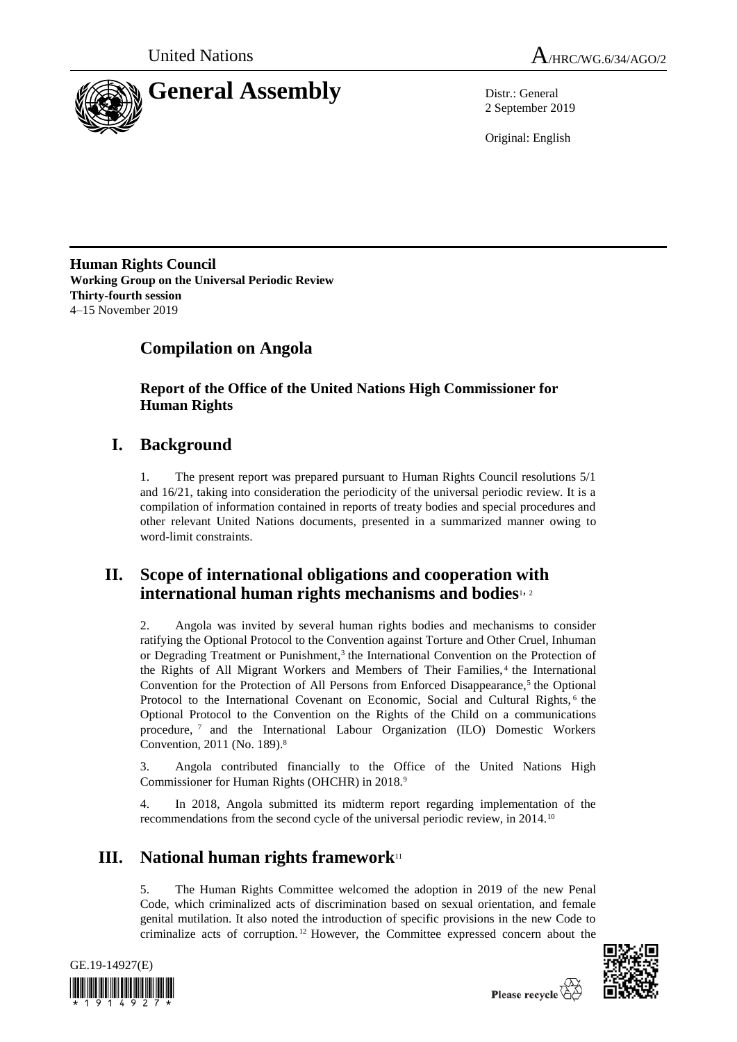United Nations

# General Assembly

A/HRC/WG.6/34/AGO/2

Distr.: General
2 September 2019

Original: English

**Human Rights Council**
**Working Group on the Universal Periodic Review**
**Thirty-fourth session**
4–15 November 2019

## Compilation on Angola

### Report of the Office of the United Nations High Commissioner for Human Rights

## I. Background

1. The present report was prepared pursuant to Human Rights Council resolutions 5/1 and 16/21, taking into consideration the periodicity of the universal periodic review. It is a compilation of information contained in reports of treaty bodies and special procedures and other relevant United Nations documents, presented in a summarized manner owing to word-limit constraints.

## II. Scope of international obligations and cooperation with international human rights mechanisms and bodies[1, 2]

2. Angola was invited by several human rights bodies and mechanisms to consider ratifying the Optional Protocol to the Convention against Torture and Other Cruel, Inhuman or Degrading Treatment or Punishment,[3] the International Convention on the Protection of the Rights of All Migrant Workers and Members of Their Families,[4] the International Convention for the Protection of All Persons from Enforced Disappearance,[5] the Optional Protocol to the International Covenant on Economic, Social and Cultural Rights,[6] the Optional Protocol to the Convention on the Rights of the Child on a communications procedure,[7] and the International Labour Organization (ILO) Domestic Workers Convention, 2011 (No. 189).[8]

3. Angola contributed financially to the Office of the United Nations High Commissioner for Human Rights (OHCHR) in 2018.[9]

4. In 2018, Angola submitted its midterm report regarding implementation of the recommendations from the second cycle of the universal periodic review, in 2014.[10]

## III. National human rights framework[11]

5. The Human Rights Committee welcomed the adoption in 2019 of the new Penal Code, which criminalized acts of discrimination based on sexual orientation, and female genital mutilation. It also noted the introduction of specific provisions in the new Code to criminalize acts of corruption.[12] However, the Committee expressed concern about the

GE.19-14927(E)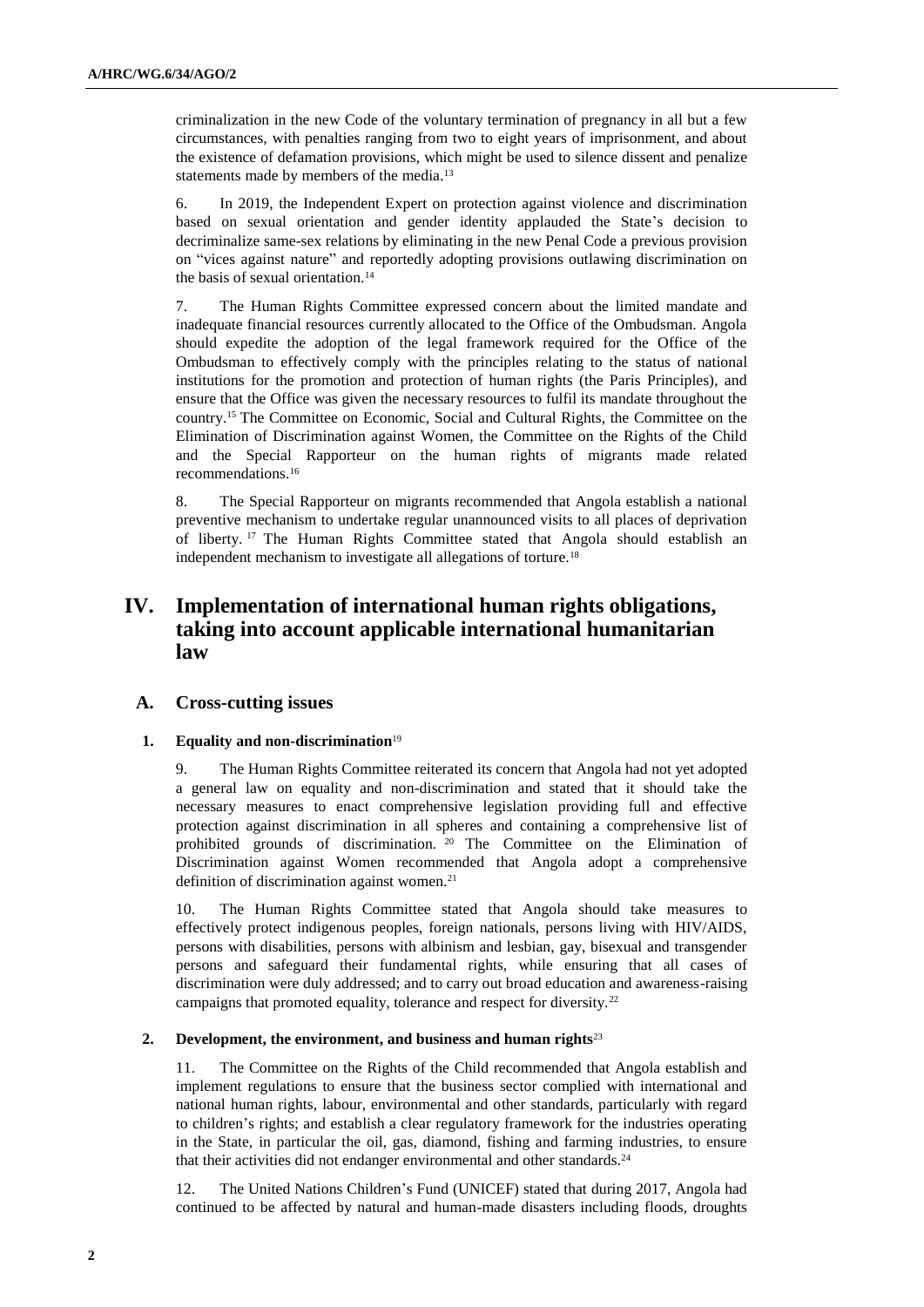criminalization in the new Code of the voluntary termination of pregnancy in all but a few circumstances, with penalties ranging from two to eight years of imprisonment, and about the existence of defamation provisions, which might be used to silence dissent and penalize statements made by members of the media.[13]

6. In 2019, the Independent Expert on protection against violence and discrimination based on sexual orientation and gender identity applauded the State's decision to decriminalize same-sex relations by eliminating in the new Penal Code a previous provision on "vices against nature" and reportedly adopting provisions outlawing discrimination on the basis of sexual orientation.[14]

7. The Human Rights Committee expressed concern about the limited mandate and inadequate financial resources currently allocated to the Office of the Ombudsman. Angola should expedite the adoption of the legal framework required for the Office of the Ombudsman to effectively comply with the principles relating to the status of national institutions for the promotion and protection of human rights (the Paris Principles), and ensure that the Office was given the necessary resources to fulfil its mandate throughout the country.[15] The Committee on Economic, Social and Cultural Rights, the Committee on the Elimination of Discrimination against Women, the Committee on the Rights of the Child and the Special Rapporteur on the human rights of migrants made related recommendations.[16]

8. The Special Rapporteur on migrants recommended that Angola establish a national preventive mechanism to undertake regular unannounced visits to all places of deprivation of liberty.[17] The Human Rights Committee stated that Angola should establish an independent mechanism to investigate all allegations of torture.[18]

# IV. Implementation of international human rights obligations, taking into account applicable international humanitarian law

## A. Cross-cutting issues

### 1. Equality and non-discrimination[19]

9. The Human Rights Committee reiterated its concern that Angola had not yet adopted a general law on equality and non-discrimination and stated that it should take the necessary measures to enact comprehensive legislation providing full and effective protection against discrimination in all spheres and containing a comprehensive list of prohibited grounds of discrimination.[20] The Committee on the Elimination of Discrimination against Women recommended that Angola adopt a comprehensive definition of discrimination against women.[21]

10. The Human Rights Committee stated that Angola should take measures to effectively protect indigenous peoples, foreign nationals, persons living with HIV/AIDS, persons with disabilities, persons with albinism and lesbian, gay, bisexual and transgender persons and safeguard their fundamental rights, while ensuring that all cases of discrimination were duly addressed; and to carry out broad education and awareness-raising campaigns that promoted equality, tolerance and respect for diversity.[22]

### 2. Development, the environment, and business and human rights[23]

11. The Committee on the Rights of the Child recommended that Angola establish and implement regulations to ensure that the business sector complied with international and national human rights, labour, environmental and other standards, particularly with regard to children's rights; and establish a clear regulatory framework for the industries operating in the State, in particular the oil, gas, diamond, fishing and farming industries, to ensure that their activities did not endanger environmental and other standards.[24]

12. The United Nations Children's Fund (UNICEF) stated that during 2017, Angola had continued to be affected by natural and human-made disasters including floods, droughts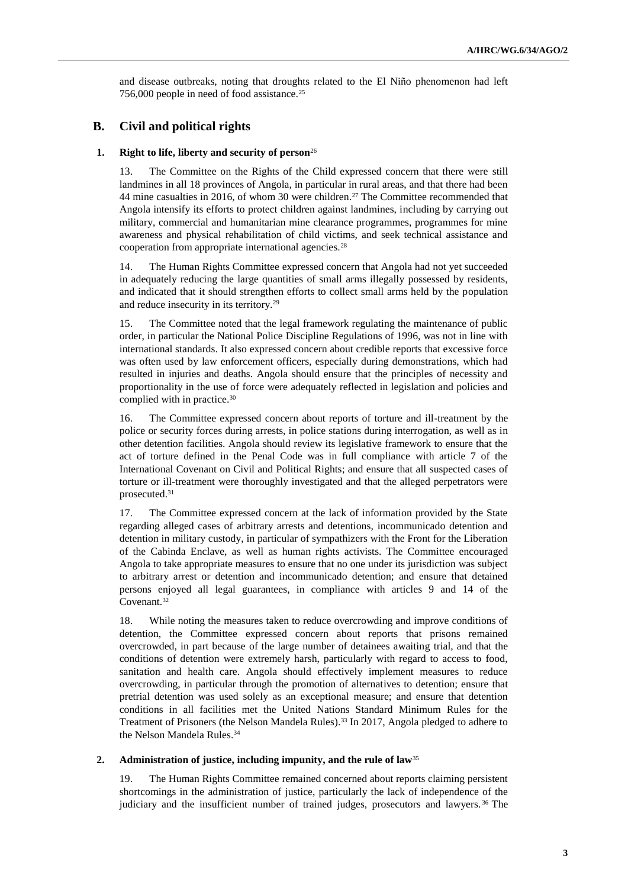and disease outbreaks, noting that droughts related to the El Niño phenomenon had left 756,000 people in need of food assistance.[25]

## B. Civil and political rights

### 1. Right to life, liberty and security of person[26]

13. The Committee on the Rights of the Child expressed concern that there were still landmines in all 18 provinces of Angola, in particular in rural areas, and that there had been 44 mine casualties in 2016, of whom 30 were children.[27] The Committee recommended that Angola intensify its efforts to protect children against landmines, including by carrying out military, commercial and humanitarian mine clearance programmes, programmes for mine awareness and physical rehabilitation of child victims, and seek technical assistance and cooperation from appropriate international agencies.[28]

14. The Human Rights Committee expressed concern that Angola had not yet succeeded in adequately reducing the large quantities of small arms illegally possessed by residents, and indicated that it should strengthen efforts to collect small arms held by the population and reduce insecurity in its territory.[29]

15. The Committee noted that the legal framework regulating the maintenance of public order, in particular the National Police Discipline Regulations of 1996, was not in line with international standards. It also expressed concern about credible reports that excessive force was often used by law enforcement officers, especially during demonstrations, which had resulted in injuries and deaths. Angola should ensure that the principles of necessity and proportionality in the use of force were adequately reflected in legislation and policies and complied with in practice.[30]

16. The Committee expressed concern about reports of torture and ill-treatment by the police or security forces during arrests, in police stations during interrogation, as well as in other detention facilities. Angola should review its legislative framework to ensure that the act of torture defined in the Penal Code was in full compliance with article 7 of the International Covenant on Civil and Political Rights; and ensure that all suspected cases of torture or ill-treatment were thoroughly investigated and that the alleged perpetrators were prosecuted.[31]

17. The Committee expressed concern at the lack of information provided by the State regarding alleged cases of arbitrary arrests and detentions, incommunicado detention and detention in military custody, in particular of sympathizers with the Front for the Liberation of the Cabinda Enclave, as well as human rights activists. The Committee encouraged Angola to take appropriate measures to ensure that no one under its jurisdiction was subject to arbitrary arrest or detention and incommunicado detention; and ensure that detained persons enjoyed all legal guarantees, in compliance with articles 9 and 14 of the Covenant.[32]

18. While noting the measures taken to reduce overcrowding and improve conditions of detention, the Committee expressed concern about reports that prisons remained overcrowded, in part because of the large number of detainees awaiting trial, and that the conditions of detention were extremely harsh, particularly with regard to access to food, sanitation and health care. Angola should effectively implement measures to reduce overcrowding, in particular through the promotion of alternatives to detention; ensure that pretrial detention was used solely as an exceptional measure; and ensure that detention conditions in all facilities met the United Nations Standard Minimum Rules for the Treatment of Prisoners (the Nelson Mandela Rules).[33] In 2017, Angola pledged to adhere to the Nelson Mandela Rules.[34]

### 2. Administration of justice, including impunity, and the rule of law[35]

19. The Human Rights Committee remained concerned about reports claiming persistent shortcomings in the administration of justice, particularly the lack of independence of the judiciary and the insufficient number of trained judges, prosecutors and lawyers.[36] The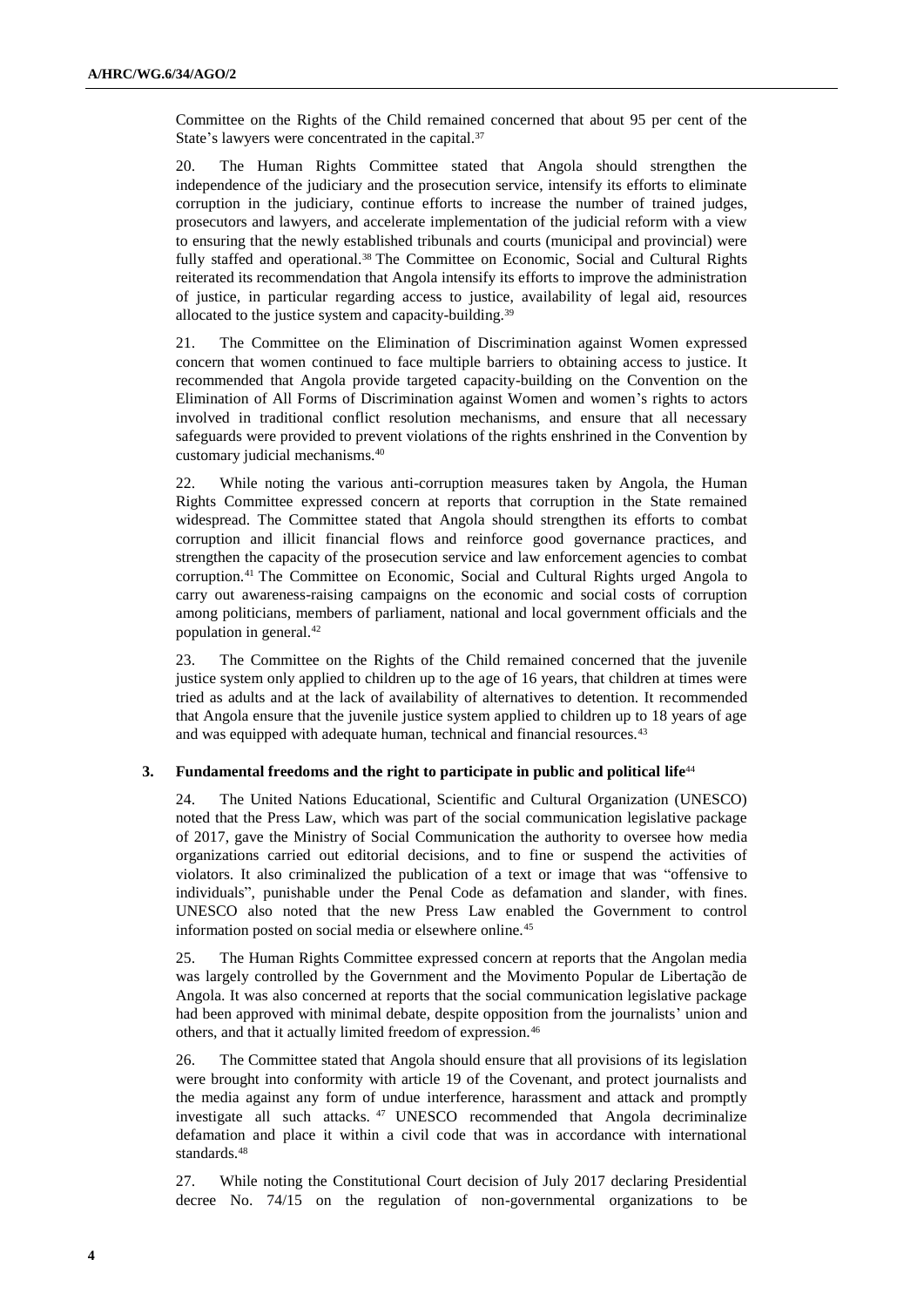Committee on the Rights of the Child remained concerned that about 95 per cent of the State's lawyers were concentrated in the capital.[37]

20. The Human Rights Committee stated that Angola should strengthen the independence of the judiciary and the prosecution service, intensify its efforts to eliminate corruption in the judiciary, continue efforts to increase the number of trained judges, prosecutors and lawyers, and accelerate implementation of the judicial reform with a view to ensuring that the newly established tribunals and courts (municipal and provincial) were fully staffed and operational.[38] The Committee on Economic, Social and Cultural Rights reiterated its recommendation that Angola intensify its efforts to improve the administration of justice, in particular regarding access to justice, availability of legal aid, resources allocated to the justice system and capacity-building.[39]

21. The Committee on the Elimination of Discrimination against Women expressed concern that women continued to face multiple barriers to obtaining access to justice. It recommended that Angola provide targeted capacity-building on the Convention on the Elimination of All Forms of Discrimination against Women and women's rights to actors involved in traditional conflict resolution mechanisms, and ensure that all necessary safeguards were provided to prevent violations of the rights enshrined in the Convention by customary judicial mechanisms.[40]

22. While noting the various anti-corruption measures taken by Angola, the Human Rights Committee expressed concern at reports that corruption in the State remained widespread. The Committee stated that Angola should strengthen its efforts to combat corruption and illicit financial flows and reinforce good governance practices, and strengthen the capacity of the prosecution service and law enforcement agencies to combat corruption.[41] The Committee on Economic, Social and Cultural Rights urged Angola to carry out awareness-raising campaigns on the economic and social costs of corruption among politicians, members of parliament, national and local government officials and the population in general.[42]

23. The Committee on the Rights of the Child remained concerned that the juvenile justice system only applied to children up to the age of 16 years, that children at times were tried as adults and at the lack of availability of alternatives to detention. It recommended that Angola ensure that the juvenile justice system applied to children up to 18 years of age and was equipped with adequate human, technical and financial resources.[43]

### 3. Fundamental freedoms and the right to participate in public and political life[44]

24. The United Nations Educational, Scientific and Cultural Organization (UNESCO) noted that the Press Law, which was part of the social communication legislative package of 2017, gave the Ministry of Social Communication the authority to oversee how media organizations carried out editorial decisions, and to fine or suspend the activities of violators. It also criminalized the publication of a text or image that was "offensive to individuals", punishable under the Penal Code as defamation and slander, with fines. UNESCO also noted that the new Press Law enabled the Government to control information posted on social media or elsewhere online.[45]

25. The Human Rights Committee expressed concern at reports that the Angolan media was largely controlled by the Government and the Movimento Popular de Libertação de Angola. It was also concerned at reports that the social communication legislative package had been approved with minimal debate, despite opposition from the journalists' union and others, and that it actually limited freedom of expression.[46]

26. The Committee stated that Angola should ensure that all provisions of its legislation were brought into conformity with article 19 of the Covenant, and protect journalists and the media against any form of undue interference, harassment and attack and promptly investigate all such attacks.[47] UNESCO recommended that Angola decriminalize defamation and place it within a civil code that was in accordance with international standards.[48]

27. While noting the Constitutional Court decision of July 2017 declaring Presidential decree No. 74/15 on the regulation of non-governmental organizations to be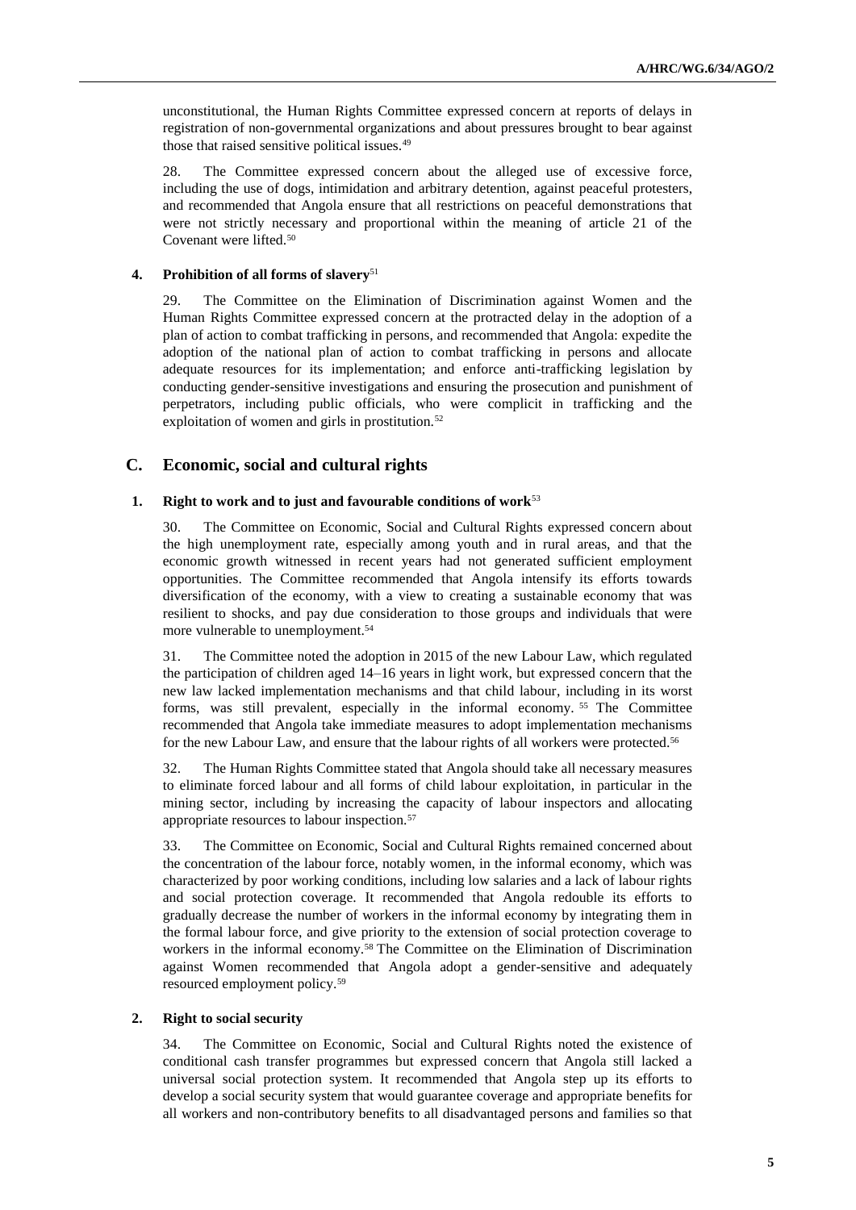unconstitutional, the Human Rights Committee expressed concern at reports of delays in registration of non-governmental organizations and about pressures brought to bear against those that raised sensitive political issues.[49]

28. The Committee expressed concern about the alleged use of excessive force, including the use of dogs, intimidation and arbitrary detention, against peaceful protesters, and recommended that Angola ensure that all restrictions on peaceful demonstrations that were not strictly necessary and proportional within the meaning of article 21 of the Covenant were lifted.[50]

### 4. Prohibition of all forms of slavery[51]

29. The Committee on the Elimination of Discrimination against Women and the Human Rights Committee expressed concern at the protracted delay in the adoption of a plan of action to combat trafficking in persons, and recommended that Angola: expedite the adoption of the national plan of action to combat trafficking in persons and allocate adequate resources for its implementation; and enforce anti-trafficking legislation by conducting gender-sensitive investigations and ensuring the prosecution and punishment of perpetrators, including public officials, who were complicit in trafficking and the exploitation of women and girls in prostitution.[52]

## C. Economic, social and cultural rights

### 1. Right to work and to just and favourable conditions of work[53]

30. The Committee on Economic, Social and Cultural Rights expressed concern about the high unemployment rate, especially among youth and in rural areas, and that the economic growth witnessed in recent years had not generated sufficient employment opportunities. The Committee recommended that Angola intensify its efforts towards diversification of the economy, with a view to creating a sustainable economy that was resilient to shocks, and pay due consideration to those groups and individuals that were more vulnerable to unemployment.[54]

31. The Committee noted the adoption in 2015 of the new Labour Law, which regulated the participation of children aged 14–16 years in light work, but expressed concern that the new law lacked implementation mechanisms and that child labour, including in its worst forms, was still prevalent, especially in the informal economy.[55] The Committee recommended that Angola take immediate measures to adopt implementation mechanisms for the new Labour Law, and ensure that the labour rights of all workers were protected.[56]

32. The Human Rights Committee stated that Angola should take all necessary measures to eliminate forced labour and all forms of child labour exploitation, in particular in the mining sector, including by increasing the capacity of labour inspectors and allocating appropriate resources to labour inspection.[57]

33. The Committee on Economic, Social and Cultural Rights remained concerned about the concentration of the labour force, notably women, in the informal economy, which was characterized by poor working conditions, including low salaries and a lack of labour rights and social protection coverage. It recommended that Angola redouble its efforts to gradually decrease the number of workers in the informal economy by integrating them in the formal labour force, and give priority to the extension of social protection coverage to workers in the informal economy.[58] The Committee on the Elimination of Discrimination against Women recommended that Angola adopt a gender-sensitive and adequately resourced employment policy.[59]

### 2. Right to social security

34. The Committee on Economic, Social and Cultural Rights noted the existence of conditional cash transfer programmes but expressed concern that Angola still lacked a universal social protection system. It recommended that Angola step up its efforts to develop a social security system that would guarantee coverage and appropriate benefits for all workers and non-contributory benefits to all disadvantaged persons and families so that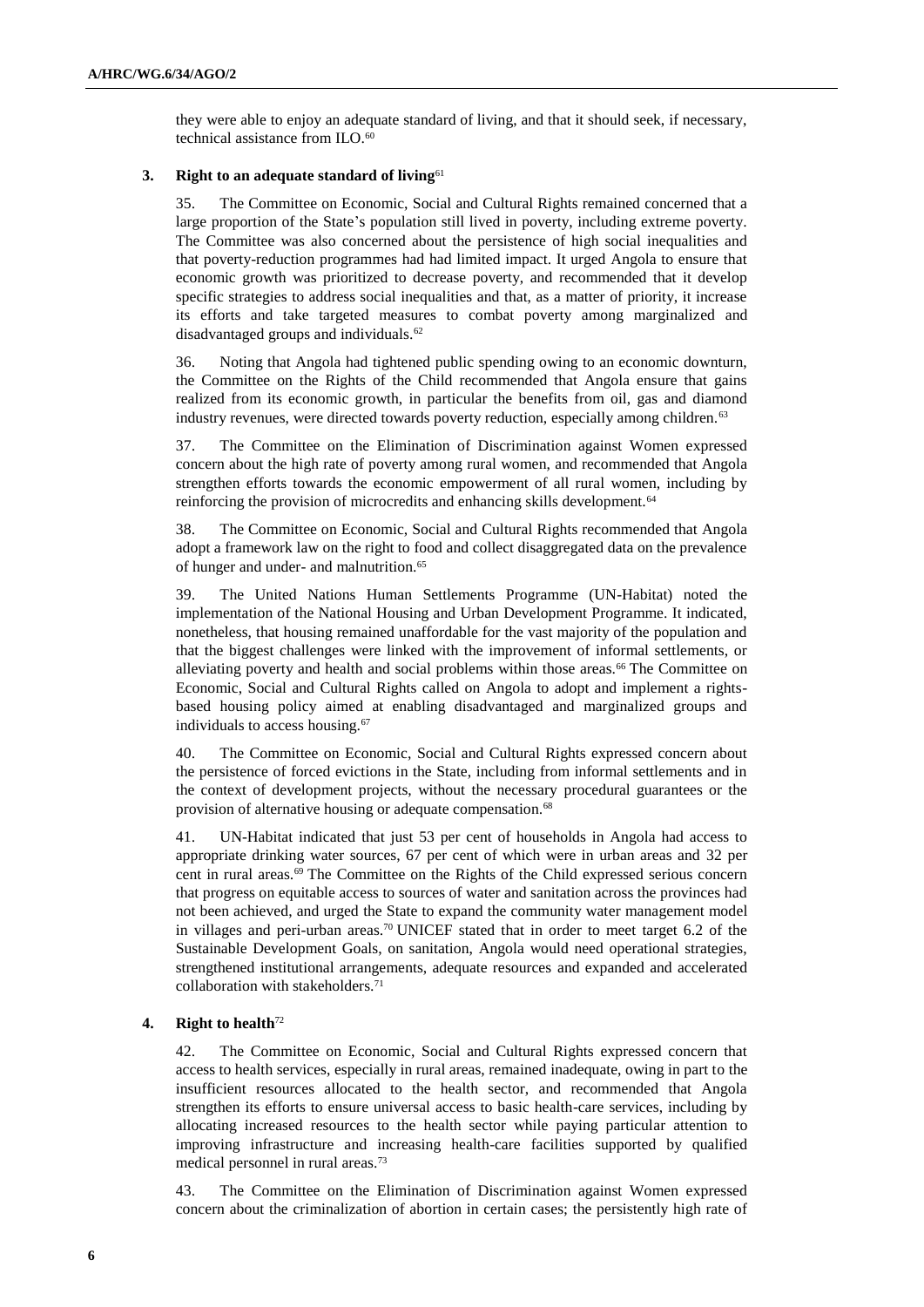they were able to enjoy an adequate standard of living, and that it should seek, if necessary, technical assistance from ILO.[60]

### 3. Right to an adequate standard of living[61]

35. The Committee on Economic, Social and Cultural Rights remained concerned that a large proportion of the State's population still lived in poverty, including extreme poverty. The Committee was also concerned about the persistence of high social inequalities and that poverty-reduction programmes had had limited impact. It urged Angola to ensure that economic growth was prioritized to decrease poverty, and recommended that it develop specific strategies to address social inequalities and that, as a matter of priority, it increase its efforts and take targeted measures to combat poverty among marginalized and disadvantaged groups and individuals.[62]

36. Noting that Angola had tightened public spending owing to an economic downturn, the Committee on the Rights of the Child recommended that Angola ensure that gains realized from its economic growth, in particular the benefits from oil, gas and diamond industry revenues, were directed towards poverty reduction, especially among children.[63]

37. The Committee on the Elimination of Discrimination against Women expressed concern about the high rate of poverty among rural women, and recommended that Angola strengthen efforts towards the economic empowerment of all rural women, including by reinforcing the provision of microcredits and enhancing skills development.[64]

38. The Committee on Economic, Social and Cultural Rights recommended that Angola adopt a framework law on the right to food and collect disaggregated data on the prevalence of hunger and under- and malnutrition.[65]

39. The United Nations Human Settlements Programme (UN-Habitat) noted the implementation of the National Housing and Urban Development Programme. It indicated, nonetheless, that housing remained unaffordable for the vast majority of the population and that the biggest challenges were linked with the improvement of informal settlements, or alleviating poverty and health and social problems within those areas.[66] The Committee on Economic, Social and Cultural Rights called on Angola to adopt and implement a rights-based housing policy aimed at enabling disadvantaged and marginalized groups and individuals to access housing.[67]

40. The Committee on Economic, Social and Cultural Rights expressed concern about the persistence of forced evictions in the State, including from informal settlements and in the context of development projects, without the necessary procedural guarantees or the provision of alternative housing or adequate compensation.[68]

41. UN-Habitat indicated that just 53 per cent of households in Angola had access to appropriate drinking water sources, 67 per cent of which were in urban areas and 32 per cent in rural areas.[69] The Committee on the Rights of the Child expressed serious concern that progress on equitable access to sources of water and sanitation across the provinces had not been achieved, and urged the State to expand the community water management model in villages and peri-urban areas.[70] UNICEF stated that in order to meet target 6.2 of the Sustainable Development Goals, on sanitation, Angola would need operational strategies, strengthened institutional arrangements, adequate resources and expanded and accelerated collaboration with stakeholders.[71]

### 4. Right to health[72]

42. The Committee on Economic, Social and Cultural Rights expressed concern that access to health services, especially in rural areas, remained inadequate, owing in part to the insufficient resources allocated to the health sector, and recommended that Angola strengthen its efforts to ensure universal access to basic health-care services, including by allocating increased resources to the health sector while paying particular attention to improving infrastructure and increasing health-care facilities supported by qualified medical personnel in rural areas.[73]

43. The Committee on the Elimination of Discrimination against Women expressed concern about the criminalization of abortion in certain cases; the persistently high rate of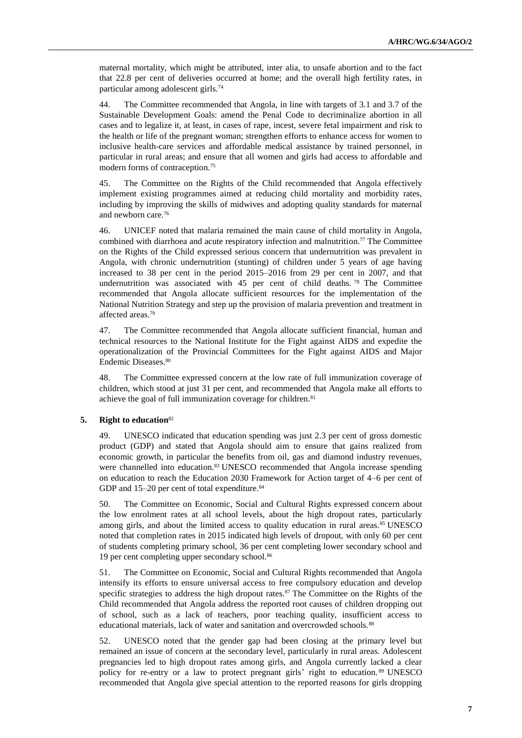maternal mortality, which might be attributed, inter alia, to unsafe abortion and to the fact that 22.8 per cent of deliveries occurred at home; and the overall high fertility rates, in particular among adolescent girls.[74]

44. The Committee recommended that Angola, in line with targets of 3.1 and 3.7 of the Sustainable Development Goals: amend the Penal Code to decriminalize abortion in all cases and to legalize it, at least, in cases of rape, incest, severe fetal impairment and risk to the health or life of the pregnant woman; strengthen efforts to enhance access for women to inclusive health-care services and affordable medical assistance by trained personnel, in particular in rural areas; and ensure that all women and girls had access to affordable and modern forms of contraception.[75]

45. The Committee on the Rights of the Child recommended that Angola effectively implement existing programmes aimed at reducing child mortality and morbidity rates, including by improving the skills of midwives and adopting quality standards for maternal and newborn care.[76]

46. UNICEF noted that malaria remained the main cause of child mortality in Angola, combined with diarrhoea and acute respiratory infection and malnutrition.[77] The Committee on the Rights of the Child expressed serious concern that undernutrition was prevalent in Angola, with chronic undernutrition (stunting) of children under 5 years of age having increased to 38 per cent in the period 2015–2016 from 29 per cent in 2007, and that undernutrition was associated with 45 per cent of child deaths.[78] The Committee recommended that Angola allocate sufficient resources for the implementation of the National Nutrition Strategy and step up the provision of malaria prevention and treatment in affected areas.[79]

47. The Committee recommended that Angola allocate sufficient financial, human and technical resources to the National Institute for the Fight against AIDS and expedite the operationalization of the Provincial Committees for the Fight against AIDS and Major Endemic Diseases.[80]

48. The Committee expressed concern at the low rate of full immunization coverage of children, which stood at just 31 per cent, and recommended that Angola make all efforts to achieve the goal of full immunization coverage for children.[81]

### 5. Right to education[82]

49. UNESCO indicated that education spending was just 2.3 per cent of gross domestic product (GDP) and stated that Angola should aim to ensure that gains realized from economic growth, in particular the benefits from oil, gas and diamond industry revenues, were channelled into education.[83] UNESCO recommended that Angola increase spending on education to reach the Education 2030 Framework for Action target of 4–6 per cent of GDP and 15–20 per cent of total expenditure.[84]

50. The Committee on Economic, Social and Cultural Rights expressed concern about the low enrolment rates at all school levels, about the high dropout rates, particularly among girls, and about the limited access to quality education in rural areas.[85] UNESCO noted that completion rates in 2015 indicated high levels of dropout, with only 60 per cent of students completing primary school, 36 per cent completing lower secondary school and 19 per cent completing upper secondary school.[86]

51. The Committee on Economic, Social and Cultural Rights recommended that Angola intensify its efforts to ensure universal access to free compulsory education and develop specific strategies to address the high dropout rates.[87] The Committee on the Rights of the Child recommended that Angola address the reported root causes of children dropping out of school, such as a lack of teachers, poor teaching quality, insufficient access to educational materials, lack of water and sanitation and overcrowded schools.[88]

52. UNESCO noted that the gender gap had been closing at the primary level but remained an issue of concern at the secondary level, particularly in rural areas. Adolescent pregnancies led to high dropout rates among girls, and Angola currently lacked a clear policy for re-entry or a law to protect pregnant girls' right to education.[89] UNESCO recommended that Angola give special attention to the reported reasons for girls dropping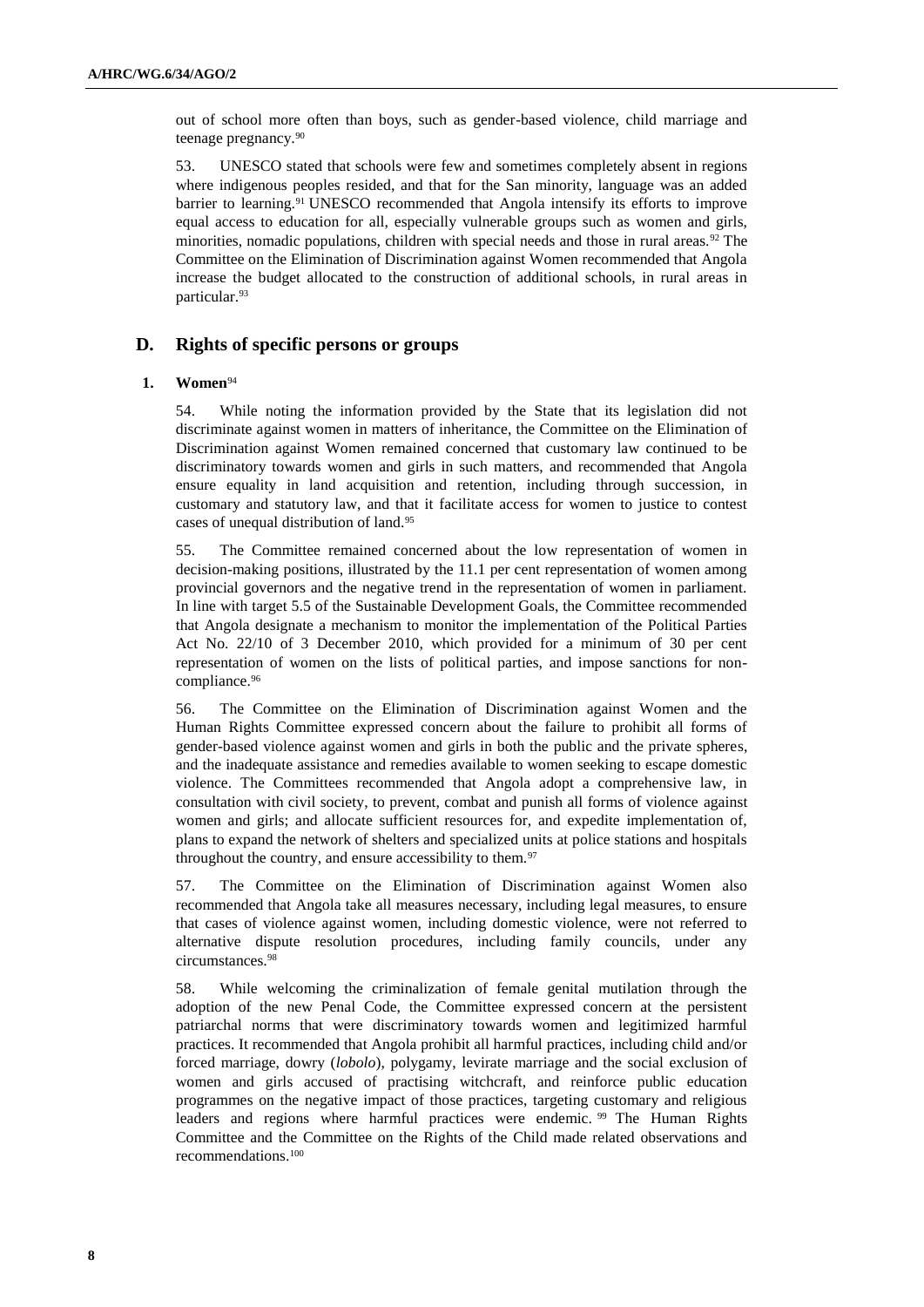out of school more often than boys, such as gender-based violence, child marriage and teenage pregnancy.[90]

53. UNESCO stated that schools were few and sometimes completely absent in regions where indigenous peoples resided, and that for the San minority, language was an added barrier to learning.[91] UNESCO recommended that Angola intensify its efforts to improve equal access to education for all, especially vulnerable groups such as women and girls, minorities, nomadic populations, children with special needs and those in rural areas.[92] The Committee on the Elimination of Discrimination against Women recommended that Angola increase the budget allocated to the construction of additional schools, in rural areas in particular.[93]

## D. Rights of specific persons or groups

### 1. Women[94]

54. While noting the information provided by the State that its legislation did not discriminate against women in matters of inheritance, the Committee on the Elimination of Discrimination against Women remained concerned that customary law continued to be discriminatory towards women and girls in such matters, and recommended that Angola ensure equality in land acquisition and retention, including through succession, in customary and statutory law, and that it facilitate access for women to justice to contest cases of unequal distribution of land.[95]

55. The Committee remained concerned about the low representation of women in decision-making positions, illustrated by the 11.1 per cent representation of women among provincial governors and the negative trend in the representation of women in parliament. In line with target 5.5 of the Sustainable Development Goals, the Committee recommended that Angola designate a mechanism to monitor the implementation of the Political Parties Act No. 22/10 of 3 December 2010, which provided for a minimum of 30 per cent representation of women on the lists of political parties, and impose sanctions for non-compliance.[96]

56. The Committee on the Elimination of Discrimination against Women and the Human Rights Committee expressed concern about the failure to prohibit all forms of gender-based violence against women and girls in both the public and the private spheres, and the inadequate assistance and remedies available to women seeking to escape domestic violence. The Committees recommended that Angola adopt a comprehensive law, in consultation with civil society, to prevent, combat and punish all forms of violence against women and girls; and allocate sufficient resources for, and expedite implementation of, plans to expand the network of shelters and specialized units at police stations and hospitals throughout the country, and ensure accessibility to them.[97]

57. The Committee on the Elimination of Discrimination against Women also recommended that Angola take all measures necessary, including legal measures, to ensure that cases of violence against women, including domestic violence, were not referred to alternative dispute resolution procedures, including family councils, under any circumstances.[98]

58. While welcoming the criminalization of female genital mutilation through the adoption of the new Penal Code, the Committee expressed concern at the persistent patriarchal norms that were discriminatory towards women and legitimized harmful practices. It recommended that Angola prohibit all harmful practices, including child and/or forced marriage, dowry (*lobolo*), polygamy, levirate marriage and the social exclusion of women and girls accused of practising witchcraft, and reinforce public education programmes on the negative impact of those practices, targeting customary and religious leaders and regions where harmful practices were endemic.[99] The Human Rights Committee and the Committee on the Rights of the Child made related observations and recommendations.[100]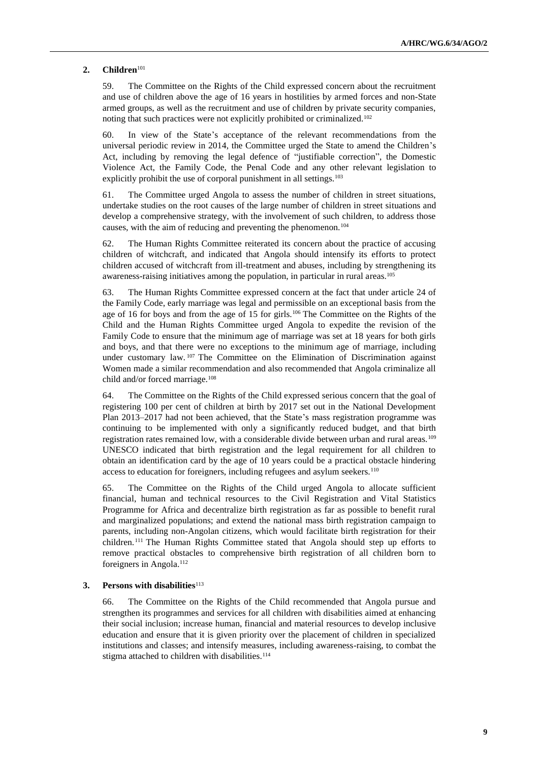### 2. Children[101]

59. The Committee on the Rights of the Child expressed concern about the recruitment and use of children above the age of 16 years in hostilities by armed forces and non-State armed groups, as well as the recruitment and use of children by private security companies, noting that such practices were not explicitly prohibited or criminalized.[102]

60. In view of the State's acceptance of the relevant recommendations from the universal periodic review in 2014, the Committee urged the State to amend the Children's Act, including by removing the legal defence of "justifiable correction", the Domestic Violence Act, the Family Code, the Penal Code and any other relevant legislation to explicitly prohibit the use of corporal punishment in all settings.[103]

61. The Committee urged Angola to assess the number of children in street situations, undertake studies on the root causes of the large number of children in street situations and develop a comprehensive strategy, with the involvement of such children, to address those causes, with the aim of reducing and preventing the phenomenon.[104]

62. The Human Rights Committee reiterated its concern about the practice of accusing children of witchcraft, and indicated that Angola should intensify its efforts to protect children accused of witchcraft from ill-treatment and abuses, including by strengthening its awareness-raising initiatives among the population, in particular in rural areas.[105]

63. The Human Rights Committee expressed concern at the fact that under article 24 of the Family Code, early marriage was legal and permissible on an exceptional basis from the age of 16 for boys and from the age of 15 for girls.[106] The Committee on the Rights of the Child and the Human Rights Committee urged Angola to expedite the revision of the Family Code to ensure that the minimum age of marriage was set at 18 years for both girls and boys, and that there were no exceptions to the minimum age of marriage, including under customary law.[107] The Committee on the Elimination of Discrimination against Women made a similar recommendation and also recommended that Angola criminalize all child and/or forced marriage.[108]

64. The Committee on the Rights of the Child expressed serious concern that the goal of registering 100 per cent of children at birth by 2017 set out in the National Development Plan 2013–2017 had not been achieved, that the State's mass registration programme was continuing to be implemented with only a significantly reduced budget, and that birth registration rates remained low, with a considerable divide between urban and rural areas.[109] UNESCO indicated that birth registration and the legal requirement for all children to obtain an identification card by the age of 10 years could be a practical obstacle hindering access to education for foreigners, including refugees and asylum seekers.[110]

65. The Committee on the Rights of the Child urged Angola to allocate sufficient financial, human and technical resources to the Civil Registration and Vital Statistics Programme for Africa and decentralize birth registration as far as possible to benefit rural and marginalized populations; and extend the national mass birth registration campaign to parents, including non-Angolan citizens, which would facilitate birth registration for their children.[111] The Human Rights Committee stated that Angola should step up efforts to remove practical obstacles to comprehensive birth registration of all children born to foreigners in Angola.[112]

### 3. Persons with disabilities[113]

66. The Committee on the Rights of the Child recommended that Angola pursue and strengthen its programmes and services for all children with disabilities aimed at enhancing their social inclusion; increase human, financial and material resources to develop inclusive education and ensure that it is given priority over the placement of children in specialized institutions and classes; and intensify measures, including awareness-raising, to combat the stigma attached to children with disabilities.[114]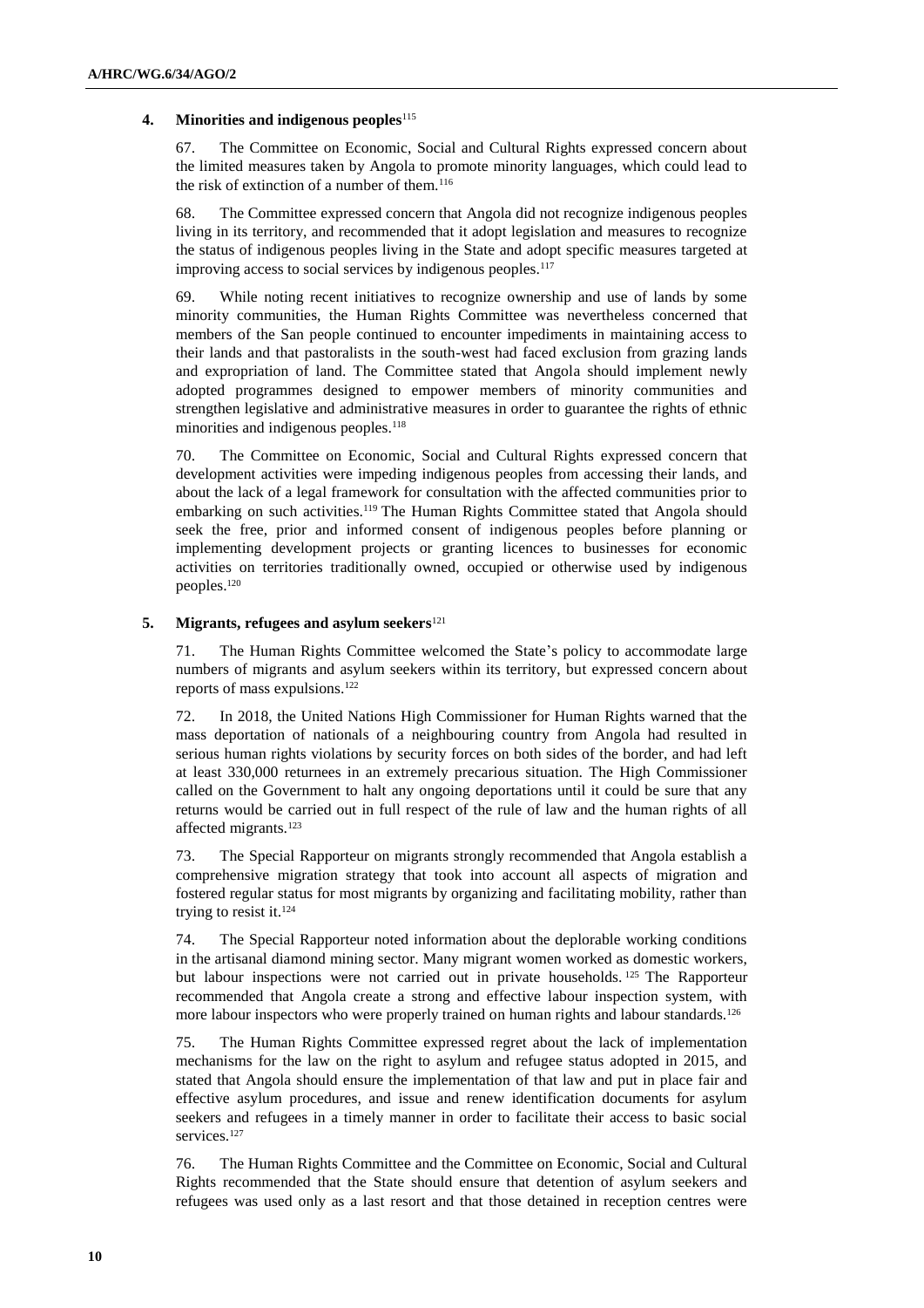#### 4. Minorities and indigenous peoples[115]

67. The Committee on Economic, Social and Cultural Rights expressed concern about the limited measures taken by Angola to promote minority languages, which could lead to the risk of extinction of a number of them.[116]

68. The Committee expressed concern that Angola did not recognize indigenous peoples living in its territory, and recommended that it adopt legislation and measures to recognize the status of indigenous peoples living in the State and adopt specific measures targeted at improving access to social services by indigenous peoples.[117]

69. While noting recent initiatives to recognize ownership and use of lands by some minority communities, the Human Rights Committee was nevertheless concerned that members of the San people continued to encounter impediments in maintaining access to their lands and that pastoralists in the south-west had faced exclusion from grazing lands and expropriation of land. The Committee stated that Angola should implement newly adopted programmes designed to empower members of minority communities and strengthen legislative and administrative measures in order to guarantee the rights of ethnic minorities and indigenous peoples.[118]

70. The Committee on Economic, Social and Cultural Rights expressed concern that development activities were impeding indigenous peoples from accessing their lands, and about the lack of a legal framework for consultation with the affected communities prior to embarking on such activities.[119] The Human Rights Committee stated that Angola should seek the free, prior and informed consent of indigenous peoples before planning or implementing development projects or granting licences to businesses for economic activities on territories traditionally owned, occupied or otherwise used by indigenous peoples.[120]

#### 5. Migrants, refugees and asylum seekers[121]

71. The Human Rights Committee welcomed the State's policy to accommodate large numbers of migrants and asylum seekers within its territory, but expressed concern about reports of mass expulsions.[122]

72. In 2018, the United Nations High Commissioner for Human Rights warned that the mass deportation of nationals of a neighbouring country from Angola had resulted in serious human rights violations by security forces on both sides of the border, and had left at least 330,000 returnees in an extremely precarious situation. The High Commissioner called on the Government to halt any ongoing deportations until it could be sure that any returns would be carried out in full respect of the rule of law and the human rights of all affected migrants.[123]

73. The Special Rapporteur on migrants strongly recommended that Angola establish a comprehensive migration strategy that took into account all aspects of migration and fostered regular status for most migrants by organizing and facilitating mobility, rather than trying to resist it.[124]

74. The Special Rapporteur noted information about the deplorable working conditions in the artisanal diamond mining sector. Many migrant women worked as domestic workers, but labour inspections were not carried out in private households.[125] The Rapporteur recommended that Angola create a strong and effective labour inspection system, with more labour inspectors who were properly trained on human rights and labour standards.[126]

75. The Human Rights Committee expressed regret about the lack of implementation mechanisms for the law on the right to asylum and refugee status adopted in 2015, and stated that Angola should ensure the implementation of that law and put in place fair and effective asylum procedures, and issue and renew identification documents for asylum seekers and refugees in a timely manner in order to facilitate their access to basic social services.[127]

76. The Human Rights Committee and the Committee on Economic, Social and Cultural Rights recommended that the State should ensure that detention of asylum seekers and refugees was used only as a last resort and that those detained in reception centres were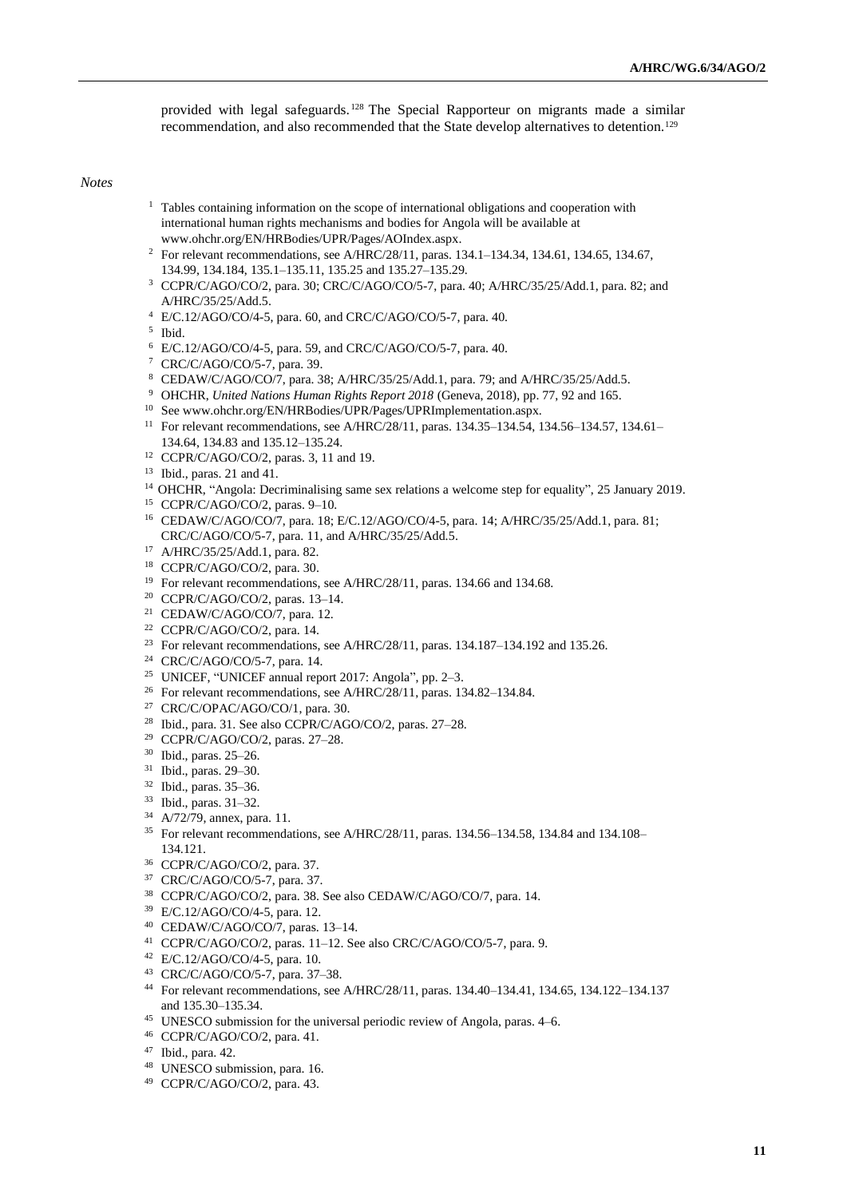provided with legal safeguards.[128] The Special Rapporteur on migrants made a similar recommendation, and also recommended that the State develop alternatives to detention.[129]

*Notes*

1 Tables containing information on the scope of international obligations and cooperation with international human rights mechanisms and bodies for Angola will be available at www.ohchr.org/EN/HRBodies/UPR/Pages/AOIndex.aspx.
2 For relevant recommendations, see A/HRC/28/11, paras. 134.1–134.34, 134.61, 134.65, 134.67, 134.99, 134.184, 135.1–135.11, 135.25 and 135.27–135.29.
3 CCPR/C/AGO/CO/2, para. 30; CRC/C/AGO/CO/5-7, para. 40; A/HRC/35/25/Add.1, para. 82; and A/HRC/35/25/Add.5.
4 E/C.12/AGO/CO/4-5, para. 60, and CRC/C/AGO/CO/5-7, para. 40.
5 Ibid.
6 E/C.12/AGO/CO/4-5, para. 59, and CRC/C/AGO/CO/5-7, para. 40.
7 CRC/C/AGO/CO/5-7, para. 39.
8 CEDAW/C/AGO/CO/7, para. 38; A/HRC/35/25/Add.1, para. 79; and A/HRC/35/25/Add.5.
9 OHCHR, *United Nations Human Rights Report 2018* (Geneva, 2018), pp. 77, 92 and 165.
10 See www.ohchr.org/EN/HRBodies/UPR/Pages/UPRImplementation.aspx.
11 For relevant recommendations, see A/HRC/28/11, paras. 134.35–134.54, 134.56–134.57, 134.61–134.64, 134.83 and 135.12–135.24.
12 CCPR/C/AGO/CO/2, paras. 3, 11 and 19.
13 Ibid., paras. 21 and 41.
14 OHCHR, "Angola: Decriminalising same sex relations a welcome step for equality", 25 January 2019.
15 CCPR/C/AGO/CO/2, paras. 9–10.
16 CEDAW/C/AGO/CO/7, para. 18; E/C.12/AGO/CO/4-5, para. 14; A/HRC/35/25/Add.1, para. 81; CRC/C/AGO/CO/5-7, para. 11, and A/HRC/35/25/Add.5.
17 A/HRC/35/25/Add.1, para. 82.
18 CCPR/C/AGO/CO/2, para. 30.
19 For relevant recommendations, see A/HRC/28/11, paras. 134.66 and 134.68.
20 CCPR/C/AGO/CO/2, paras. 13–14.
21 CEDAW/C/AGO/CO/7, para. 12.
22 CCPR/C/AGO/CO/2, para. 14.
23 For relevant recommendations, see A/HRC/28/11, paras. 134.187–134.192 and 135.26.
24 CRC/C/AGO/CO/5-7, para. 14.
25 UNICEF, "UNICEF annual report 2017: Angola", pp. 2–3.
26 For relevant recommendations, see A/HRC/28/11, paras. 134.82–134.84.
27 CRC/C/OPAC/AGO/CO/1, para. 30.
28 Ibid., para. 31. See also CCPR/C/AGO/CO/2, paras. 27–28.
29 CCPR/C/AGO/CO/2, paras. 27–28.
30 Ibid., paras. 25–26.
31 Ibid., paras. 29–30.
32 Ibid., paras. 35–36.
33 Ibid., paras. 31–32.
34 A/72/79, annex, para. 11.
35 For relevant recommendations, see A/HRC/28/11, paras. 134.56–134.58, 134.84 and 134.108–134.121.
36 CCPR/C/AGO/CO/2, para. 37.
37 CRC/C/AGO/CO/5-7, para. 37.
38 CCPR/C/AGO/CO/2, para. 38. See also CEDAW/C/AGO/CO/7, para. 14.
39 E/C.12/AGO/CO/4-5, para. 12.
40 CEDAW/C/AGO/CO/7, paras. 13–14.
41 CCPR/C/AGO/CO/2, paras. 11–12. See also CRC/C/AGO/CO/5-7, para. 9.
42 E/C.12/AGO/CO/4-5, para. 10.
43 CRC/C/AGO/CO/5-7, para. 37–38.
44 For relevant recommendations, see A/HRC/28/11, paras. 134.40–134.41, 134.65, 134.122–134.137 and 135.30–135.34.
45 UNESCO submission for the universal periodic review of Angola, paras. 4–6.
46 CCPR/C/AGO/CO/2, para. 41.
47 Ibid., para. 42.
48 UNESCO submission, para. 16.
49 CCPR/C/AGO/CO/2, para. 43.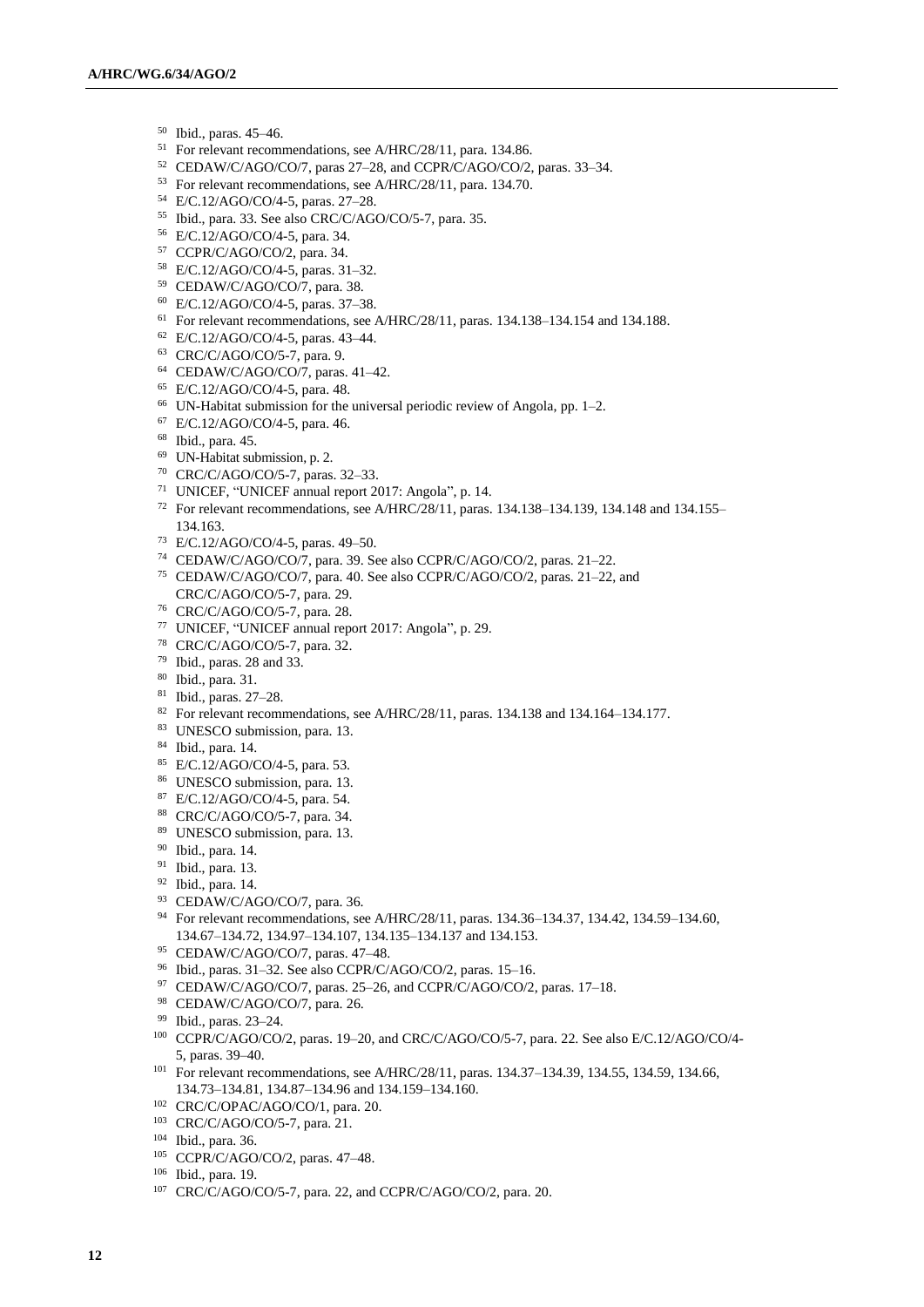[50] Ibid., paras. 45–46.

[51] For relevant recommendations, see A/HRC/28/11, para. 134.86.

[52] CEDAW/C/AGO/CO/7, paras 27–28, and CCPR/C/AGO/CO/2, paras. 33–34.

[53] For relevant recommendations, see A/HRC/28/11, para. 134.70.

[54] E/C.12/AGO/CO/4-5, paras. 27–28.

[55] Ibid., para. 33. See also CRC/C/AGO/CO/5-7, para. 35.

[56] E/C.12/AGO/CO/4-5, para. 34.

[57] CCPR/C/AGO/CO/2, para. 34.

[58] E/C.12/AGO/CO/4-5, paras. 31–32.

[59] CEDAW/C/AGO/CO/7, para. 38.

[60] E/C.12/AGO/CO/4-5, paras. 37–38.

[61] For relevant recommendations, see A/HRC/28/11, paras. 134.138–134.154 and 134.188.

[62] E/C.12/AGO/CO/4-5, paras. 43–44.

[63] CRC/C/AGO/CO/5-7, para. 9.

[64] CEDAW/C/AGO/CO/7, paras. 41–42.

[65] E/C.12/AGO/CO/4-5, para. 48.

[66] UN-Habitat submission for the universal periodic review of Angola, pp. 1–2.

[67] E/C.12/AGO/CO/4-5, para. 46.

[68] Ibid., para. 45.

[69] UN-Habitat submission, p. 2.

[70] CRC/C/AGO/CO/5-7, paras. 32–33.

[71] UNICEF, "UNICEF annual report 2017: Angola", p. 14.

[72] For relevant recommendations, see A/HRC/28/11, paras. 134.138–134.139, 134.148 and 134.155–134.163.

[73] E/C.12/AGO/CO/4-5, paras. 49–50.

[74] CEDAW/C/AGO/CO/7, para. 39. See also CCPR/C/AGO/CO/2, paras. 21–22.

[75] CEDAW/C/AGO/CO/7, para. 40. See also CCPR/C/AGO/CO/2, paras. 21–22, and CRC/C/AGO/CO/5-7, para. 29.

[76] CRC/C/AGO/CO/5-7, para. 28.

[77] UNICEF, "UNICEF annual report 2017: Angola", p. 29.

[78] CRC/C/AGO/CO/5-7, para. 32.

[79] Ibid., paras. 28 and 33.

[80] Ibid., para. 31.

[81] Ibid., paras. 27–28.

[82] For relevant recommendations, see A/HRC/28/11, paras. 134.138 and 134.164–134.177.

[83] UNESCO submission, para. 13.

[84] Ibid., para. 14.

[85] E/C.12/AGO/CO/4-5, para. 53.

[86] UNESCO submission, para. 13.

[87] E/C.12/AGO/CO/4-5, para. 54.

[88] CRC/C/AGO/CO/5-7, para. 34.

[89] UNESCO submission, para. 13.

[90] Ibid., para. 14.

[91] Ibid., para. 13.

[92] Ibid., para. 14.

[93] CEDAW/C/AGO/CO/7, para. 36.

[94] For relevant recommendations, see A/HRC/28/11, paras. 134.36–134.37, 134.42, 134.59–134.60, 134.67–134.72, 134.97–134.107, 134.135–134.137 and 134.153.

[95] CEDAW/C/AGO/CO/7, paras. 47–48.

[96] Ibid., paras. 31–32. See also CCPR/C/AGO/CO/2, paras. 15–16.

[97] CEDAW/C/AGO/CO/7, paras. 25–26, and CCPR/C/AGO/CO/2, paras. 17–18.

[98] CEDAW/C/AGO/CO/7, para. 26.

[99] Ibid., paras. 23–24.

[100] CCPR/C/AGO/CO/2, paras. 19–20, and CRC/C/AGO/CO/5-7, para. 22. See also E/C.12/AGO/CO/4-5, paras. 39–40.

[101] For relevant recommendations, see A/HRC/28/11, paras. 134.37–134.39, 134.55, 134.59, 134.66, 134.73–134.81, 134.87–134.96 and 134.159–134.160.

[102] CRC/C/OPAC/AGO/CO/1, para. 20.

[103] CRC/C/AGO/CO/5-7, para. 21.

[104] Ibid., para. 36.

[105] CCPR/C/AGO/CO/2, paras. 47–48.

[106] Ibid., para. 19.

[107] CRC/C/AGO/CO/5-7, para. 22, and CCPR/C/AGO/CO/2, para. 20.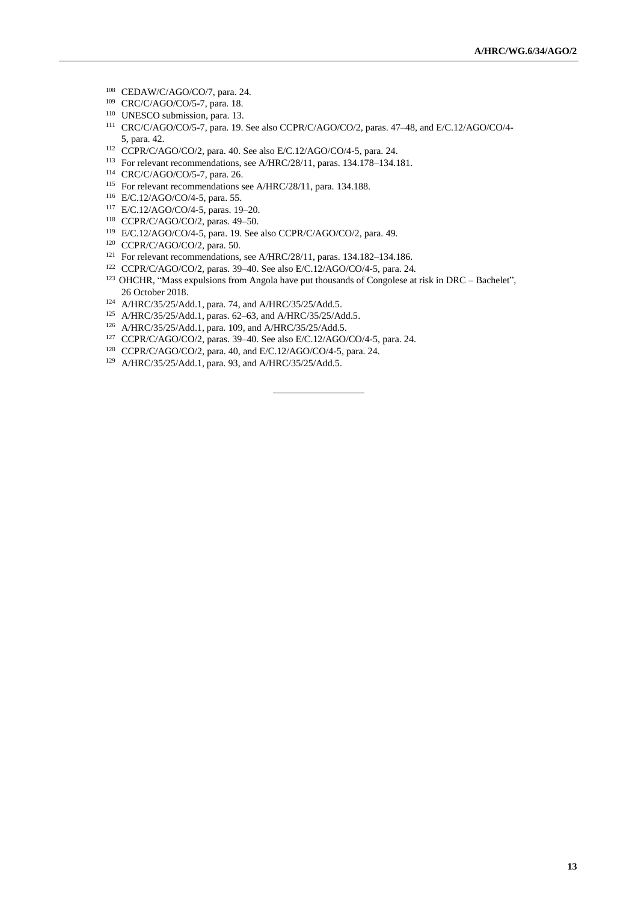[108] CEDAW/C/AGO/CO/7, para. 24.

[109] CRC/C/AGO/CO/5-7, para. 18.

[110] UNESCO submission, para. 13.

[111] CRC/C/AGO/CO/5-7, para. 19. See also CCPR/C/AGO/CO/2, paras. 47–48, and E/C.12/AGO/CO/4-5, para. 42.

[112] CCPR/C/AGO/CO/2, para. 40. See also E/C.12/AGO/CO/4-5, para. 24.

[113] For relevant recommendations, see A/HRC/28/11, paras. 134.178–134.181.

[114] CRC/C/AGO/CO/5-7, para. 26.

[115] For relevant recommendations see A/HRC/28/11, para. 134.188.

[116] E/C.12/AGO/CO/4-5, para. 55.

[117] E/C.12/AGO/CO/4-5, paras. 19–20.

[118] CCPR/C/AGO/CO/2, paras. 49–50.

[119] E/C.12/AGO/CO/4-5, para. 19. See also CCPR/C/AGO/CO/2, para. 49.

[120] CCPR/C/AGO/CO/2, para. 50.

[121] For relevant recommendations, see A/HRC/28/11, paras. 134.182–134.186.

[122] CCPR/C/AGO/CO/2, paras. 39–40. See also E/C.12/AGO/CO/4-5, para. 24.

[123] OHCHR, "Mass expulsions from Angola have put thousands of Congolese at risk in DRC – Bachelet", 26 October 2018.

[124] A/HRC/35/25/Add.1, para. 74, and A/HRC/35/25/Add.5.

[125] A/HRC/35/25/Add.1, paras. 62–63, and A/HRC/35/25/Add.5.

[126] A/HRC/35/25/Add.1, para. 109, and A/HRC/35/25/Add.5.

[127] CCPR/C/AGO/CO/2, paras. 39–40. See also E/C.12/AGO/CO/4-5, para. 24.

[128] CCPR/C/AGO/CO/2, para. 40, and E/C.12/AGO/CO/4-5, para. 24.

[129] A/HRC/35/25/Add.1, para. 93, and A/HRC/35/25/Add.5.